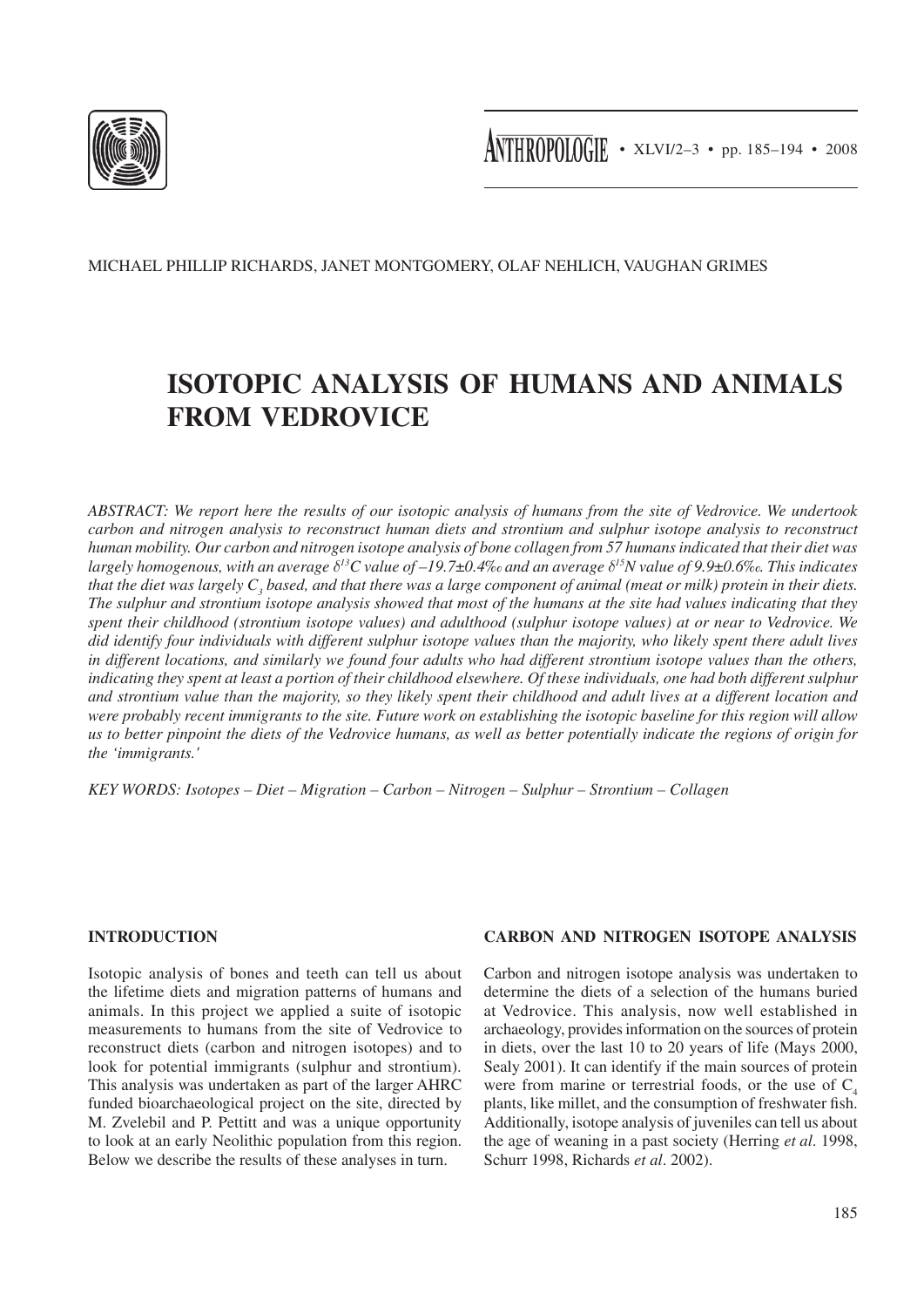MICHAEL PHILLIP RICHARDS, JANET MONTGOMERY, OLAF NEHLICH, VAUGHAN GRIMES

# ISOTOPIC ANALYSIS OF HUMANS AND ANIMALS FROM VEDROVICE

*ABSTRACT: We report here the results of our isotopic analysis of humans from the site of Vedrovice. We undertook carbon and nitrogen analysis to reconstruct human diets and strontium and sulphur isotope analysis to reconstruct human mobility. Our carbon and nitrogen isotope analysis of bone collagen from 57 humans indicated that their diet was largely homogenous, with an average $\delta^{13}C$ value of –19.7±0.4‰ and an average $\delta^{15}N$ value of 9.9±0.6‰. This indicates that the diet was largely $C_3$ based, and that there was a large component of animal (meat or milk) protein in their diets. The sulphur and strontium isotope analysis showed that most of the humans at the site had values indicating that they spent their childhood (strontium isotope values) and adulthood (sulphur isotope values) at or near to Vedrovice. We did identify four individuals with different sulphur isotope values than the majority, who likely spent there adult lives in different locations, and similarly we found four adults who had different strontium isotope values than the others, indicating they spent at least a portion of their childhood elsewhere. Of these individuals, one had both different sulphur and strontium value than the majority, so they likely spent their childhood and adult lives at a different location and were probably recent immigrants to the site. Future work on establishing the isotopic baseline for this region will allow us to better pinpoint the diets of the Vedrovice humans, as well as better potentially indicate the regions of origin for the 'immigrants.'*

*KEY WORDS: Isotopes – Diet – Migration – Carbon – Nitrogen – Sulphur – Strontium – Collagen*

## INTRODUCTION

Isotopic analysis of bones and teeth can tell us about the lifetime diets and migration patterns of humans and animals. In this project we applied a suite of isotopic measurements to humans from the site of Vedrovice to reconstruct diets (carbon and nitrogen isotopes) and to look for potential immigrants (sulphur and strontium). This analysis was undertaken as part of the larger AHRC funded bioarchaeological project on the site, directed by M. Zvelebil and P. Pettitt and was a unique opportunity to look at an early Neolithic population from this region. Below we describe the results of these analyses in turn.

## CARBON AND NITROGEN ISOTOPE ANALYSIS

Carbon and nitrogen isotope analysis was undertaken to determine the diets of a selection of the humans buried at Vedrovice. This analysis, now well established in archaeology, provides information on the sources of protein in diets, over the last 10 to 20 years of life (Mays 2000, Sealy 2001). It can identify if the main sources of protein were from marine or terrestrial foods, or the use of $C_4$ plants, like millet, and the consumption of freshwater fish. Additionally, isotope analysis of juveniles can tell us about the age of weaning in a past society (Herring *et al*. 1998, Schurr 1998, Richards *et al*. 2002).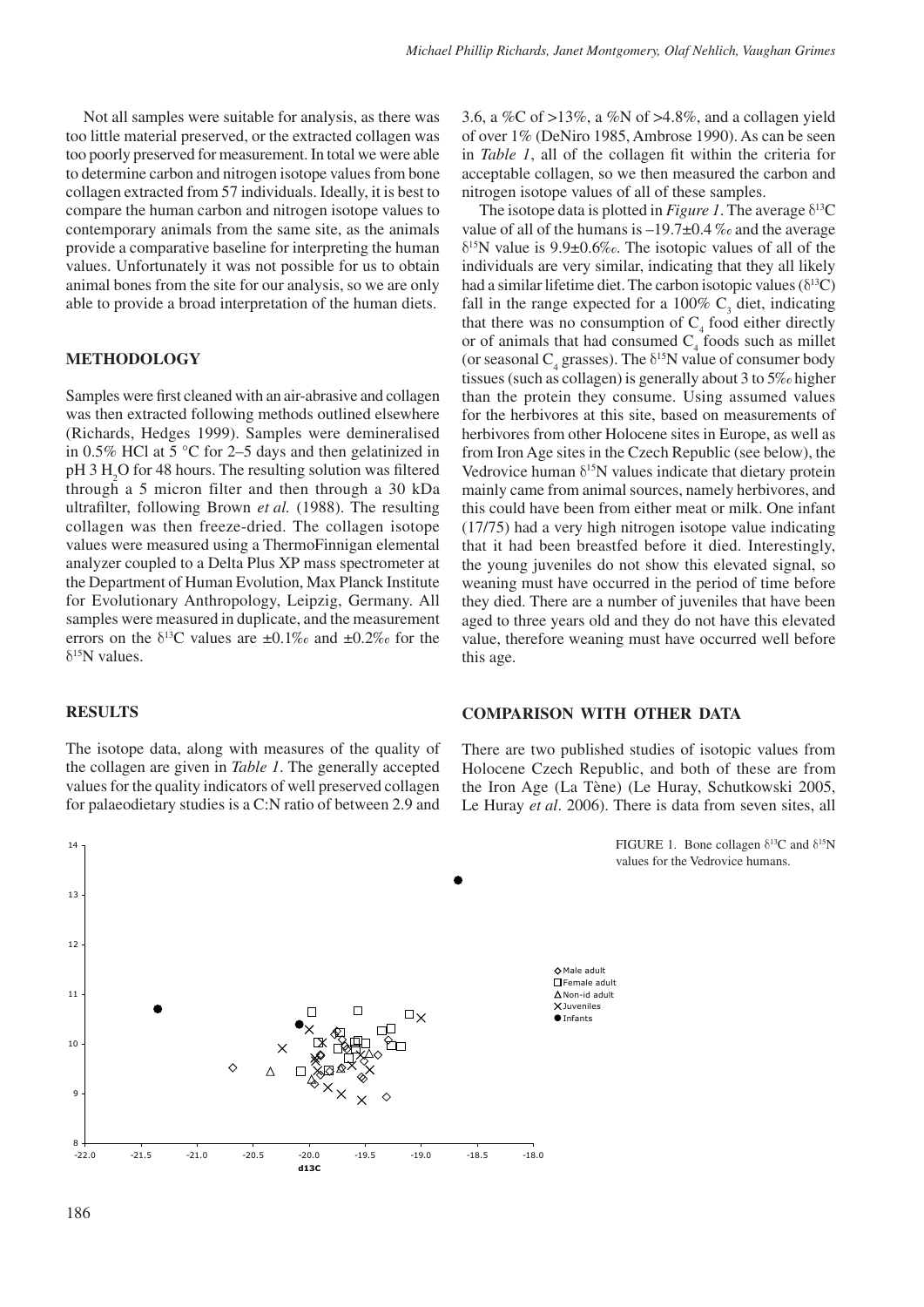Not all samples were suitable for analysis, as there was too little material preserved, or the extracted collagen was too poorly preserved for measurement. In total we were able to determine carbon and nitrogen isotope values from bone collagen extracted from 57 individuals. Ideally, it is best to compare the human carbon and nitrogen isotope values to contemporary animals from the same site, as the animals provide a comparative baseline for interpreting the human values. Unfortunately it was not possible for us to obtain animal bones from the site for our analysis, so we are only able to provide a broad interpretation of the human diets.

## METHODOLOGY

Samples were first cleaned with an air-abrasive and collagen was then extracted following methods outlined elsewhere (Richards, Hedges 1999). Samples were demineralised in 0.5% HCl at 5 °C for 2–5 days and then gelatinized in pH 3 $H_2O$ for 48 hours. The resulting solution was filtered through a 5 micron filter and then through a 30 kDa ultrafilter, following Brown *et al.* (1988). The resulting collagen was then freeze-dried. The collagen isotope values were measured using a ThermoFinnigan elemental analyzer coupled to a Delta Plus XP mass spectrometer at the Department of Human Evolution, Max Planck Institute for Evolutionary Anthropology, Leipzig, Germany. All samples were measured in duplicate, and the measurement errors on the $\delta^{13}C$ values are ±0.1‰ and ±0.2‰ for the $\delta^{15}N$ values.

## RESULTS

The isotope data, along with measures of the quality of the collagen are given in *Table 1*. The generally accepted values for the quality indicators of well preserved collagen for palaeodietary studies is a C:N ratio of between 2.9 and 3.6, a %C of >13%, a %N of >4.8%, and a collagen yield of over 1% (DeNiro 1985, Ambrose 1990). As can be seen in *Table 1*, all of the collagen fit within the criteria for acceptable collagen, so we then measured the carbon and nitrogen isotope values of all of these samples.

The isotope data is plotted in *Figure 1*. The average $\delta^{13}C$ value of all of the humans is –19.7±0.4 ‰ and the average $\delta^{15}N$ value is 9.9±0.6‰. The isotopic values of all of the individuals are very similar, indicating that they all likely had a similar lifetime diet. The carbon isotopic values ($\delta^{13}C$) fall in the range expected for a 100% $C_3$ diet, indicating that there was no consumption of $C_4$ food either directly or of animals that had consumed $C_4$ foods such as millet (or seasonal $C_4$ grasses). The $\delta^{15}N$ value of consumer body tissues (such as collagen) is generally about 3 to 5‰ higher than the protein they consume. Using assumed values for the herbivores at this site, based on measurements of herbivores from other Holocene sites in Europe, as well as from Iron Age sites in the Czech Republic (see below), the Vedrovice human $\delta^{15}N$ values indicate that dietary protein mainly came from animal sources, namely herbivores, and this could have been from either meat or milk. One infant (17/75) had a very high nitrogen isotope value indicating that it had been breastfed before it died. Interestingly, the young juveniles do not show this elevated signal, so weaning must have occurred in the period of time before they died. There are a number of juveniles that have been aged to three years old and they do not have this elevated value, therefore weaning must have occurred well before this age.

## COMPARISON WITH OTHER DATA

There are two published studies of isotopic values from Holocene Czech Republic, and both of these are from the Iron Age (La Tène) (Le Huray, Schutkowski 2005, Le Huray *et al*. 2006). There is data from seven sites, all

FIGURE 1. Bone collagen $\delta^{13}C$ and $\delta^{15}N$ values for the Vedrovice humans.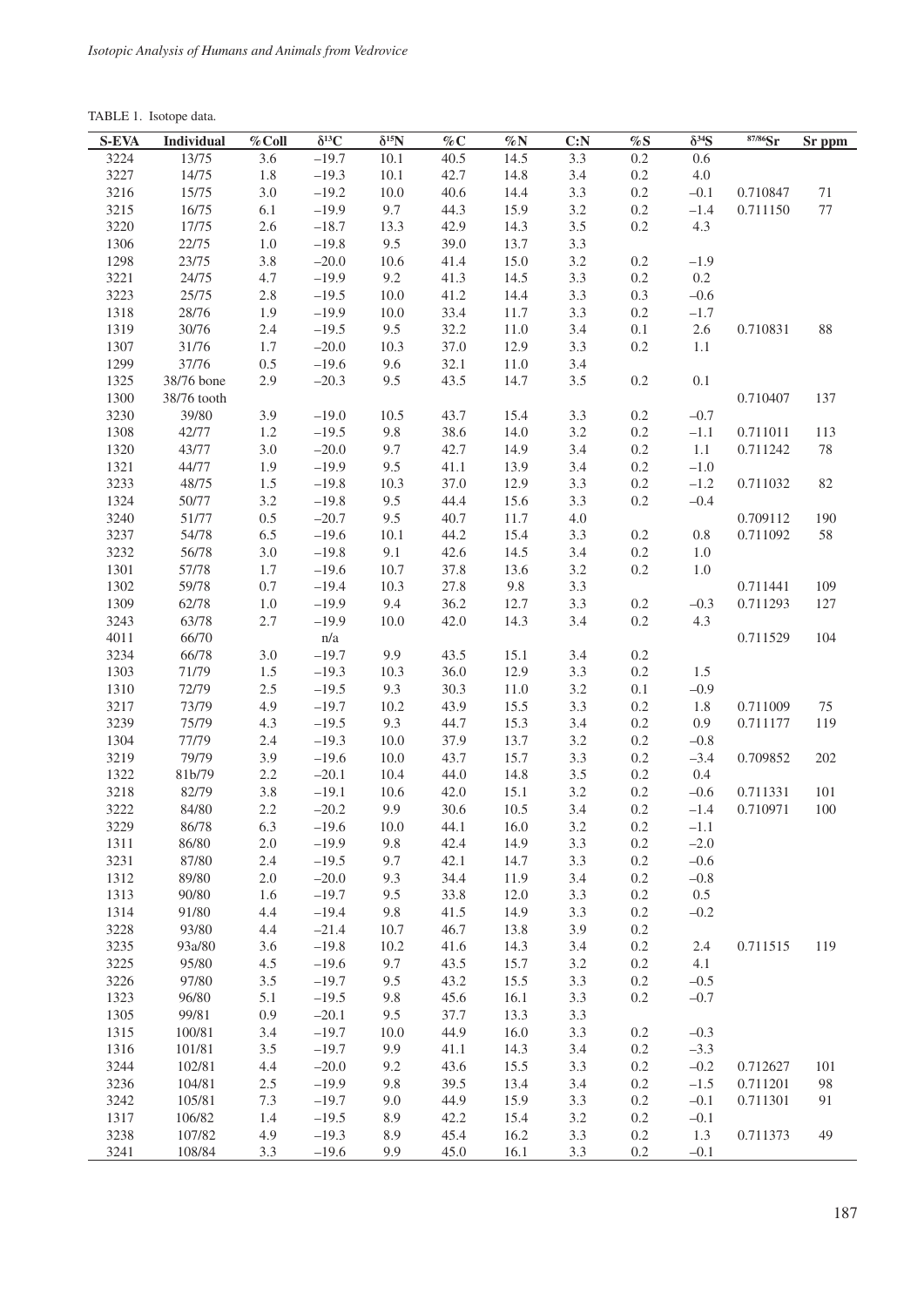TABLE 1. Isotope data.

| S-EVA | Individual | %Coll | $\delta^{13}C$ | $\delta^{15}N$ | %C | %N | C:N | %S | $\delta^{34}S$ | $^{87/86}Sr$ | Sr ppm |
|---|---|---|---|---|---|---|---|---|---|---|---|
| 3224 | 13/75 | 3.6 | −19.7 | 10.1 | 40.5 | 14.5 | 3.3 | 0.2 | 0.6 | | |
| 3227 | 14/75 | 1.8 | −19.3 | 10.1 | 42.7 | 14.8 | 3.4 | 0.2 | 4.0 | | |
| 3216 | 15/75 | 3.0 | −19.2 | 10.0 | 40.6 | 14.4 | 3.3 | 0.2 | −0.1 | 0.710847 | 71 |
| 3215 | 16/75 | 6.1 | −19.9 | 9.7 | 44.3 | 15.9 | 3.2 | 0.2 | −1.4 | 0.711150 | 77 |
| 3220 | 17/75 | 2.6 | −18.7 | 13.3 | 42.9 | 14.3 | 3.5 | 0.2 | 4.3 | | |
| 1306 | 22/75 | 1.0 | −19.8 | 9.5 | 39.0 | 13.7 | 3.3 | | | | |
| 1298 | 23/75 | 3.8 | −20.0 | 10.6 | 41.4 | 15.0 | 3.2 | 0.2 | −1.9 | | |
| 3221 | 24/75 | 4.7 | −19.9 | 9.2 | 41.3 | 14.5 | 3.3 | 0.2 | 0.2 | | |
| 3223 | 25/75 | 2.8 | −19.5 | 10.0 | 41.2 | 14.4 | 3.3 | 0.3 | −0.6 | | |
| 1318 | 28/76 | 1.9 | −19.9 | 10.0 | 33.4 | 11.7 | 3.3 | 0.2 | −1.7 | | |
| 1319 | 30/76 | 2.4 | −19.5 | 9.5 | 32.2 | 11.0 | 3.4 | 0.1 | 2.6 | 0.710831 | 88 |
| 1307 | 31/76 | 1.7 | −20.0 | 10.3 | 37.0 | 12.9 | 3.3 | 0.2 | 1.1 | | |
| 1299 | 37/76 | 0.5 | −19.6 | 9.6 | 32.1 | 11.0 | 3.4 | | | | |
| 1325 | 38/76 bone | 2.9 | −20.3 | 9.5 | 43.5 | 14.7 | 3.5 | 0.2 | 0.1 | | |
| 1300 | 38/76 tooth | | | | | | | | | 0.710407 | 137 |
| 3230 | 39/80 | 3.9 | −19.0 | 10.5 | 43.7 | 15.4 | 3.3 | 0.2 | −0.7 | | |
| 1308 | 42/77 | 1.2 | −19.5 | 9.8 | 38.6 | 14.0 | 3.2 | 0.2 | −1.1 | 0.711011 | 113 |
| 1320 | 43/77 | 3.0 | −20.0 | 9.7 | 42.7 | 14.9 | 3.4 | 0.2 | 1.1 | 0.711242 | 78 |
| 1321 | 44/77 | 1.9 | −19.9 | 9.5 | 41.1 | 13.9 | 3.4 | 0.2 | −1.0 | | |
| 3233 | 48/75 | 1.5 | −19.8 | 10.3 | 37.0 | 12.9 | 3.3 | 0.2 | −1.2 | 0.711032 | 82 |
| 1324 | 50/77 | 3.2 | −19.8 | 9.5 | 44.4 | 15.6 | 3.3 | 0.2 | −0.4 | | |
| 3240 | 51/77 | 0.5 | −20.7 | 9.5 | 40.7 | 11.7 | 4.0 | | | 0.709112 | 190 |
| 3237 | 54/78 | 6.5 | −19.6 | 10.1 | 44.2 | 15.4 | 3.3 | 0.2 | 0.8 | 0.711092 | 58 |
| 3232 | 56/78 | 3.0 | −19.8 | 9.1 | 42.6 | 14.5 | 3.4 | 0.2 | 1.0 | | |
| 1301 | 57/78 | 1.7 | −19.6 | 10.7 | 37.8 | 13.6 | 3.2 | 0.2 | 1.0 | | |
| 1302 | 59/78 | 0.7 | −19.4 | 10.3 | 27.8 | 9.8 | 3.3 | | | 0.711441 | 109 |
| 1309 | 62/78 | 1.0 | −19.9 | 9.4 | 36.2 | 12.7 | 3.3 | 0.2 | −0.3 | 0.711293 | 127 |
| 3243 | 63/78 | 2.7 | −19.9 | 10.0 | 42.0 | 14.3 | 3.4 | 0.2 | 4.3 | | |
| 4011 | 66/70 | | n/a | | | | | | | 0.711529 | 104 |
| 3234 | 66/78 | 3.0 | −19.7 | 9.9 | 43.5 | 15.1 | 3.4 | 0.2 | | | |
| 1303 | 71/79 | 1.5 | −19.3 | 10.3 | 36.0 | 12.9 | 3.3 | 0.2 | 1.5 | | |
| 1310 | 72/79 | 2.5 | −19.5 | 9.3 | 30.3 | 11.0 | 3.2 | 0.1 | −0.9 | | |
| 3217 | 73/79 | 4.9 | −19.7 | 10.2 | 43.9 | 15.5 | 3.3 | 0.2 | 1.8 | 0.711009 | 75 |
| 3239 | 75/79 | 4.3 | −19.5 | 9.3 | 44.7 | 15.3 | 3.4 | 0.2 | 0.9 | 0.711177 | 119 |
| 1304 | 77/79 | 2.4 | −19.3 | 10.0 | 37.9 | 13.7 | 3.2 | 0.2 | −0.8 | | |
| 3219 | 79/79 | 3.9 | −19.6 | 10.0 | 43.7 | 15.7 | 3.3 | 0.2 | −3.4 | 0.709852 | 202 |
| 1322 | 81b/79 | 2.2 | −20.1 | 10.4 | 44.0 | 14.8 | 3.5 | 0.2 | 0.4 | | |
| 3218 | 82/79 | 3.8 | −19.1 | 10.6 | 42.0 | 15.1 | 3.2 | 0.2 | −0.6 | 0.711331 | 101 |
| 3222 | 84/80 | 2.2 | −20.2 | 9.9 | 30.6 | 10.5 | 3.4 | 0.2 | −1.4 | 0.710971 | 100 |
| 3229 | 86/78 | 6.3 | −19.6 | 10.0 | 44.1 | 16.0 | 3.2 | 0.2 | −1.1 | | |
| 1311 | 86/80 | 2.0 | −19.9 | 9.8 | 42.4 | 14.9 | 3.3 | 0.2 | −2.0 | | |
| 3231 | 87/80 | 2.4 | −19.5 | 9.7 | 42.1 | 14.7 | 3.3 | 0.2 | −0.6 | | |
| 1312 | 89/80 | 2.0 | −20.0 | 9.3 | 34.4 | 11.9 | 3.4 | 0.2 | −0.8 | | |
| 1313 | 90/80 | 1.6 | −19.7 | 9.5 | 33.8 | 12.0 | 3.3 | 0.2 | 0.5 | | |
| 1314 | 91/80 | 4.4 | −19.4 | 9.8 | 41.5 | 14.9 | 3.3 | 0.2 | −0.2 | | |
| 3228 | 93/80 | 4.4 | −21.4 | 10.7 | 46.7 | 13.8 | 3.9 | 0.2 | | | |
| 3235 | 93a/80 | 3.6 | −19.8 | 10.2 | 41.6 | 14.3 | 3.4 | 0.2 | 2.4 | 0.711515 | 119 |
| 3225 | 95/80 | 4.5 | −19.6 | 9.7 | 43.5 | 15.7 | 3.2 | 0.2 | 4.1 | | |
| 3226 | 97/80 | 3.5 | −19.7 | 9.5 | 43.2 | 15.5 | 3.3 | 0.2 | −0.5 | | |
| 1323 | 96/80 | 5.1 | −19.5 | 9.8 | 45.6 | 16.1 | 3.3 | 0.2 | −0.7 | | |
| 1305 | 99/81 | 0.9 | −20.1 | 9.5 | 37.7 | 13.3 | 3.3 | | | | |
| 1315 | 100/81 | 3.4 | −19.7 | 10.0 | 44.9 | 16.0 | 3.3 | 0.2 | −0.3 | | |
| 1316 | 101/81 | 3.5 | −19.7 | 9.9 | 41.1 | 14.3 | 3.4 | 0.2 | −3.3 | | |
| 3244 | 102/81 | 4.4 | −20.0 | 9.2 | 43.6 | 15.5 | 3.3 | 0.2 | −0.2 | 0.712627 | 101 |
| 3236 | 104/81 | 2.5 | −19.9 | 9.8 | 39.5 | 13.4 | 3.4 | 0.2 | −1.5 | 0.711201 | 98 |
| 3242 | 105/81 | 7.3 | −19.7 | 9.0 | 44.9 | 15.9 | 3.3 | 0.2 | −0.1 | 0.711301 | 91 |
| 1317 | 106/82 | 1.4 | −19.5 | 8.9 | 42.2 | 15.4 | 3.2 | 0.2 | −0.1 | | |
| 3238 | 107/82 | 4.9 | −19.3 | 8.9 | 45.4 | 16.2 | 3.3 | 0.2 | 1.3 | 0.711373 | 49 |
| 3241 | 108/84 | 3.3 | −19.6 | 9.9 | 45.0 | 16.1 | 3.3 | 0.2 | −0.1 | | |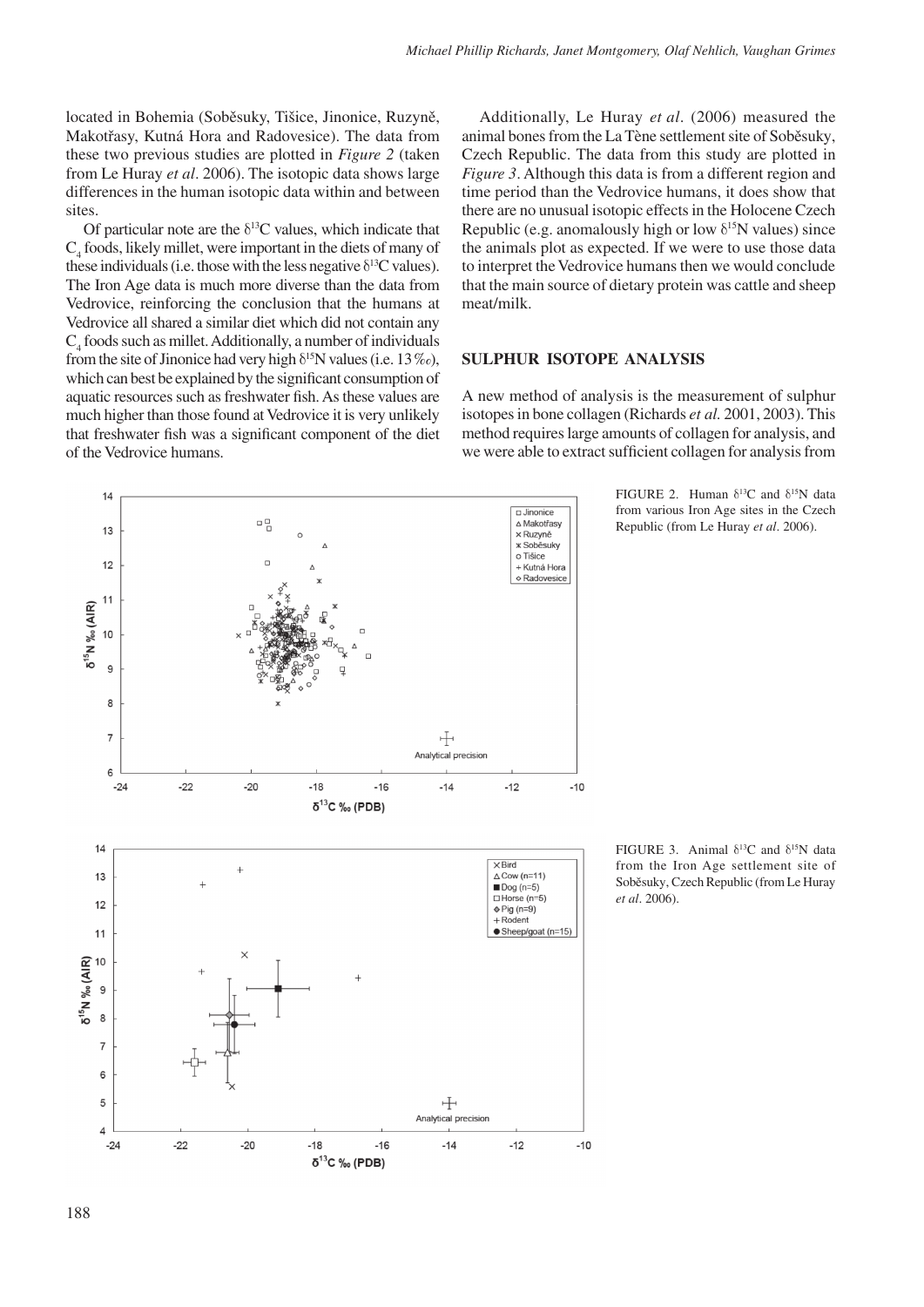located in Bohemia (Soběsuky, Tišice, Jinonice, Ruzyně, Makotřasy, Kutná Hora and Radovesice). The data from these two previous studies are plotted in *Figure 2* (taken from Le Huray *et al*. 2006). The isotopic data shows large differences in the human isotopic data within and between sites.

Of particular note are the $\delta^{13}C$ values, which indicate that $C_4$ foods, likely millet, were important in the diets of many of these individuals (i.e. those with the less negative $\delta^{13}C$ values). The Iron Age data is much more diverse than the data from Vedrovice, reinforcing the conclusion that the humans at Vedrovice all shared a similar diet which did not contain any $C_4$ foods such as millet. Additionally, a number of individuals from the site of Jinonice had very high $\delta^{15}N$ values (i.e. 13‰), which can best be explained by the significant consumption of aquatic resources such as freshwater fish. As these values are much higher than those found at Vedrovice it is very unlikely that freshwater fish was a significant component of the diet of the Vedrovice humans.

Additionally, Le Huray *et al*. (2006) measured the animal bones from the La Tène settlement site of Soběsuky, Czech Republic. The data from this study are plotted in *Figure 3*. Although this data is from a different region and time period than the Vedrovice humans, it does show that there are no unusual isotopic effects in the Holocene Czech Republic (e.g. anomalously high or low $\delta^{15}N$ values) since the animals plot as expected. If we were to use those data to interpret the Vedrovice humans then we would conclude that the main source of dietary protein was cattle and sheep meat/milk.

## SULPHUR ISOTOPE ANALYSIS

A new method of analysis is the measurement of sulphur isotopes in bone collagen (Richards *et al.* 2001, 2003). This method requires large amounts of collagen for analysis, and we were able to extract sufficient collagen for analysis from

FIGURE 2. Human $\delta^{13}C$ and $\delta^{15}N$ data from various Iron Age sites in the Czech Republic (from Le Huray *et al*. 2006).

FIGURE 3. Animal $\delta^{13}C$ and $\delta^{15}N$ data from the Iron Age settlement site of Soběsuky, Czech Republic (from Le Huray *et al*. 2006).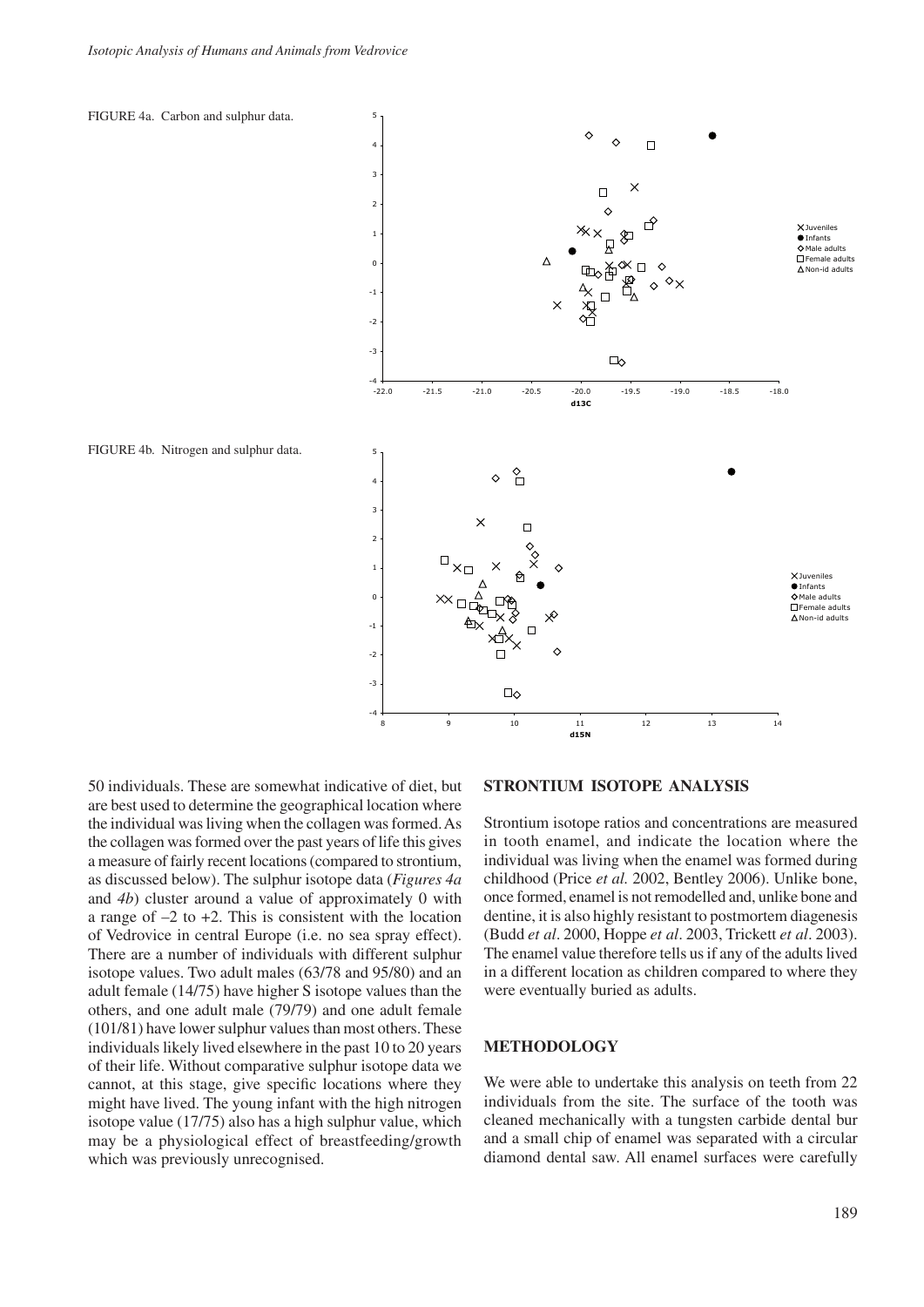FIGURE 4a. Carbon and sulphur data.

FIGURE 4b. Nitrogen and sulphur data.

50 individuals. These are somewhat indicative of diet, but are best used to determine the geographical location where the individual was living when the collagen was formed. As the collagen was formed over the past years of life this gives a measure of fairly recent locations (compared to strontium, as discussed below). The sulphur isotope data (*Figures 4a* and *4b*) cluster around a value of approximately 0 with a range of –2 to +2. This is consistent with the location of Vedrovice in central Europe (i.e. no sea spray effect). There are a number of individuals with different sulphur isotope values. Two adult males (63/78 and 95/80) and an adult female (14/75) have higher S isotope values than the others, and one adult male (79/79) and one adult female (101/81) have lower sulphur values than most others. These individuals likely lived elsewhere in the past 10 to 20 years of their life. Without comparative sulphur isotope data we cannot, at this stage, give specific locations where they might have lived. The young infant with the high nitrogen isotope value (17/75) also has a high sulphur value, which may be a physiological effect of breastfeeding/growth which was previously unrecognised.

## STRONTIUM ISOTOPE ANALYSIS

Strontium isotope ratios and concentrations are measured in tooth enamel, and indicate the location where the individual was living when the enamel was formed during childhood (Price *et al.* 2002, Bentley 2006). Unlike bone, once formed, enamel is not remodelled and, unlike bone and dentine, it is also highly resistant to postmortem diagenesis (Budd *et al*. 2000, Hoppe *et al*. 2003, Trickett *et al*. 2003). The enamel value therefore tells us if any of the adults lived in a different location as children compared to where they were eventually buried as adults.

## METHODOLOGY

We were able to undertake this analysis on teeth from 22 individuals from the site. The surface of the tooth was cleaned mechanically with a tungsten carbide dental bur and a small chip of enamel was separated with a circular diamond dental saw. All enamel surfaces were carefully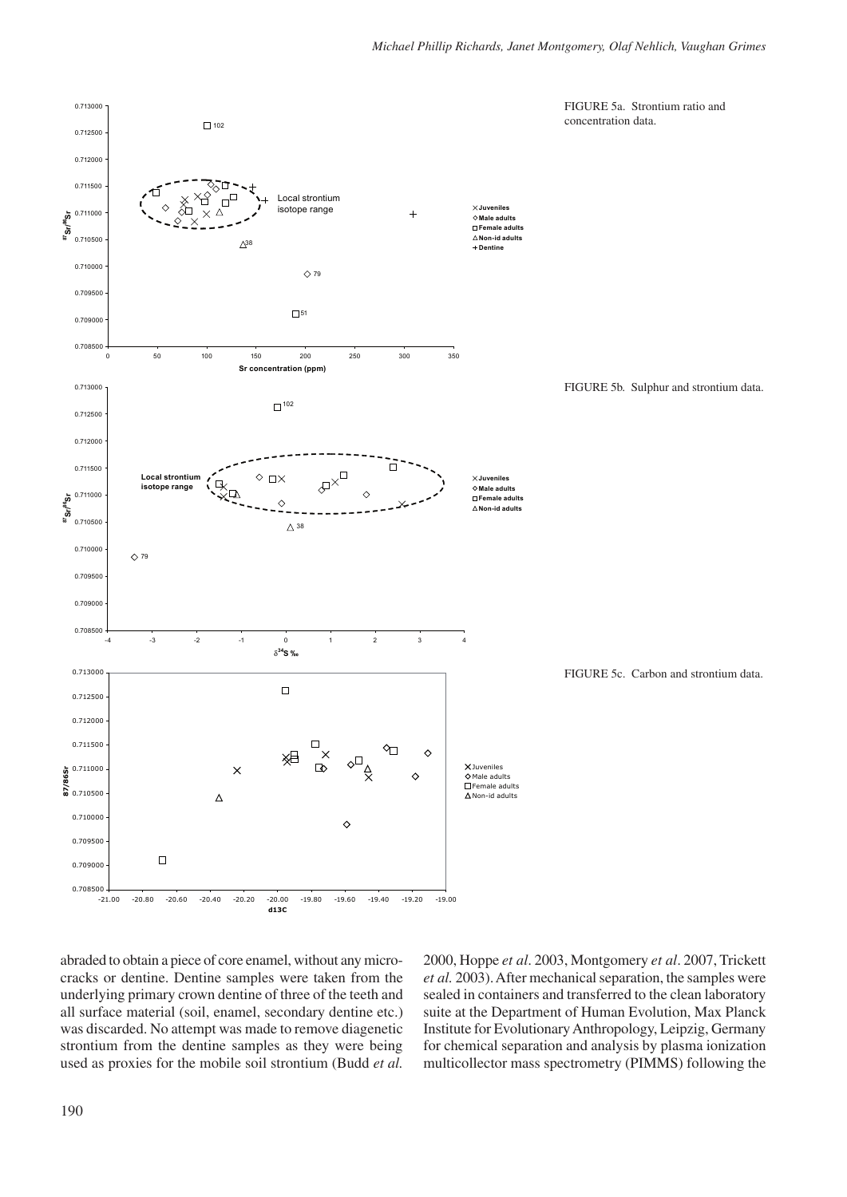FIGURE 5a. Strontium ratio and concentration data.

FIGURE 5b. Sulphur and strontium data.

FIGURE 5c. Carbon and strontium data.

abraded to obtain a piece of core enamel, without any microcracks or dentine. Dentine samples were taken from the underlying primary crown dentine of three of the teeth and all surface material (soil, enamel, secondary dentine etc.) was discarded. No attempt was made to remove diagenetic strontium from the dentine samples as they were being used as proxies for the mobile soil strontium (Budd *et al.* 2000, Hoppe *et al*. 2003, Montgomery *et al*. 2007, Trickett *et al.* 2003). After mechanical separation, the samples were sealed in containers and transferred to the clean laboratory suite at the Department of Human Evolution, Max Planck Institute for Evolutionary Anthropology, Leipzig, Germany for chemical separation and analysis by plasma ionization multicollector mass spectrometry (PIMMS) following the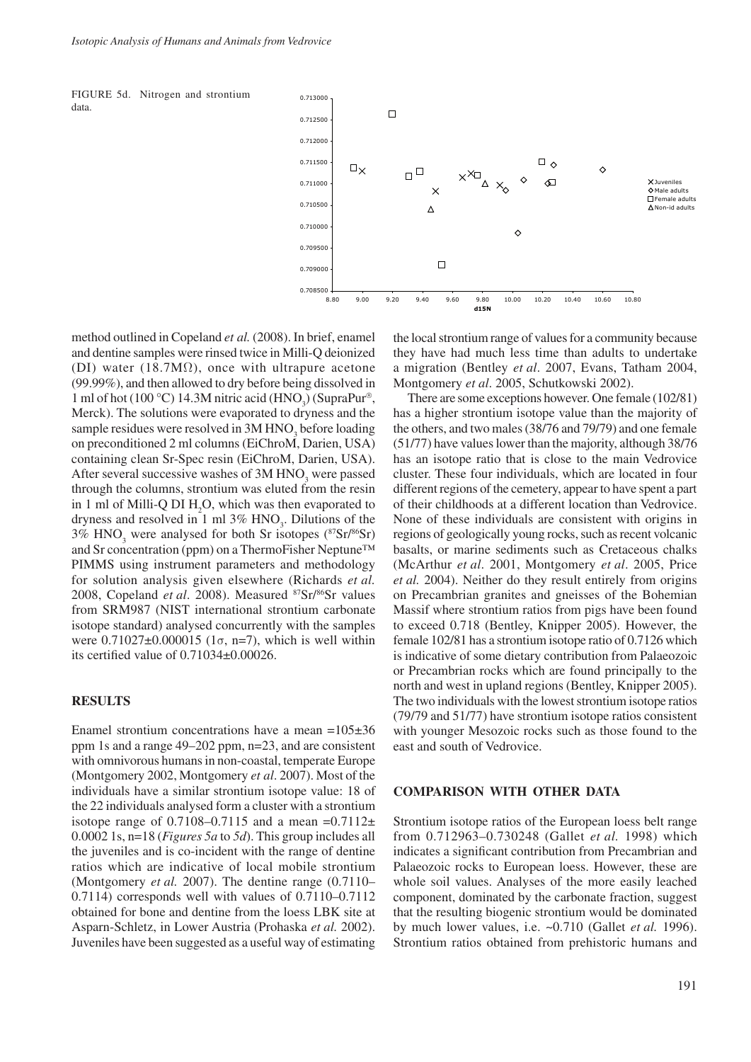FIGURE 5d. Nitrogen and strontium data.

method outlined in Copeland *et al.* (2008). In brief, enamel and dentine samples were rinsed twice in Milli-Q deionized (DI) water (18.7MΩ), once with ultrapure acetone (99.99%), and then allowed to dry before being dissolved in 1 ml of hot (100 °C) 14.3M nitric acid ($HNO_3$) (SupraPur®, Merck). The solutions were evaporated to dryness and the sample residues were resolved in 3M $HNO_3$ before loading on preconditioned 2 ml columns (EiChroM, Darien, USA) containing clean Sr-Spec resin (EiChroM, Darien, USA). After several successive washes of 3M $HNO_3$ were passed through the columns, strontium was eluted from the resin in 1 ml of Milli-Q DI $H_2O$, which was then evaporated to dryness and resolved in 1 ml 3% $HNO_3$. Dilutions of the 3% $HNO_3$ were analysed for both Sr isotopes ($^{87}Sr/^{86}Sr$) and Sr concentration (ppm) on a ThermoFisher Neptune™ PIMMS using instrument parameters and methodology for solution analysis given elsewhere (Richards *et al.* 2008, Copeland *et al*. 2008). Measured $^{87}Sr/^{86}Sr$ values from SRM987 (NIST international strontium carbonate isotope standard) analysed concurrently with the samples were 0.71027±0.000015 (1σ, n=7), which is well within its certified value of 0.71034±0.00026.

## RESULTS

Enamel strontium concentrations have a mean =105±36 ppm 1s and a range 49–202 ppm, n=23, and are consistent with omnivorous humans in non-coastal, temperate Europe (Montgomery 2002, Montgomery *et al*. 2007). Most of the individuals have a similar strontium isotope value: 18 of the 22 individuals analysed form a cluster with a strontium isotope range of 0.7108–0.7115 and a mean =0.7112± 0.0002 1s, n=18 (*Figures 5a* to *5d*). This group includes all the juveniles and is co-incident with the range of dentine ratios which are indicative of local mobile strontium (Montgomery *et al.* 2007). The dentine range (0.7110–0.7114) corresponds well with values of 0.7110–0.7112 obtained for bone and dentine from the loess LBK site at Asparn-Schletz, in Lower Austria (Prohaska *et al.* 2002). Juveniles have been suggested as a useful way of estimating the local strontium range of values for a community because they have had much less time than adults to undertake a migration (Bentley *et al*. 2007, Evans, Tatham 2004, Montgomery *et al*. 2005, Schutkowski 2002).

There are some exceptions however. One female (102/81) has a higher strontium isotope value than the majority of the others, and two males (38/76 and 79/79) and one female (51/77) have values lower than the majority, although 38/76 has an isotope ratio that is close to the main Vedrovice cluster. These four individuals, which are located in four different regions of the cemetery, appear to have spent a part of their childhoods at a different location than Vedrovice. None of these individuals are consistent with origins in regions of geologically young rocks, such as recent volcanic basalts, or marine sediments such as Cretaceous chalks (McArthur *et al*. 2001, Montgomery *et al*. 2005, Price *et al.* 2004). Neither do they result entirely from origins on Precambrian granites and gneisses of the Bohemian Massif where strontium ratios from pigs have been found to exceed 0.718 (Bentley, Knipper 2005). However, the female 102/81 has a strontium isotope ratio of 0.7126 which is indicative of some dietary contribution from Palaeozoic or Precambrian rocks which are found principally to the north and west in upland regions (Bentley, Knipper 2005). The two individuals with the lowest strontium isotope ratios (79/79 and 51/77) have strontium isotope ratios consistent with younger Mesozoic rocks such as those found to the east and south of Vedrovice.

## COMPARISON WITH OTHER DATA

Strontium isotope ratios of the European loess belt range from 0.712963–0.730248 (Gallet *et al.* 1998) which indicates a significant contribution from Precambrian and Palaeozoic rocks to European loess. However, these are whole soil values. Analyses of the more easily leached component, dominated by the carbonate fraction, suggest that the resulting biogenic strontium would be dominated by much lower values, i.e. ~0.710 (Gallet *et al.* 1996). Strontium ratios obtained from prehistoric humans and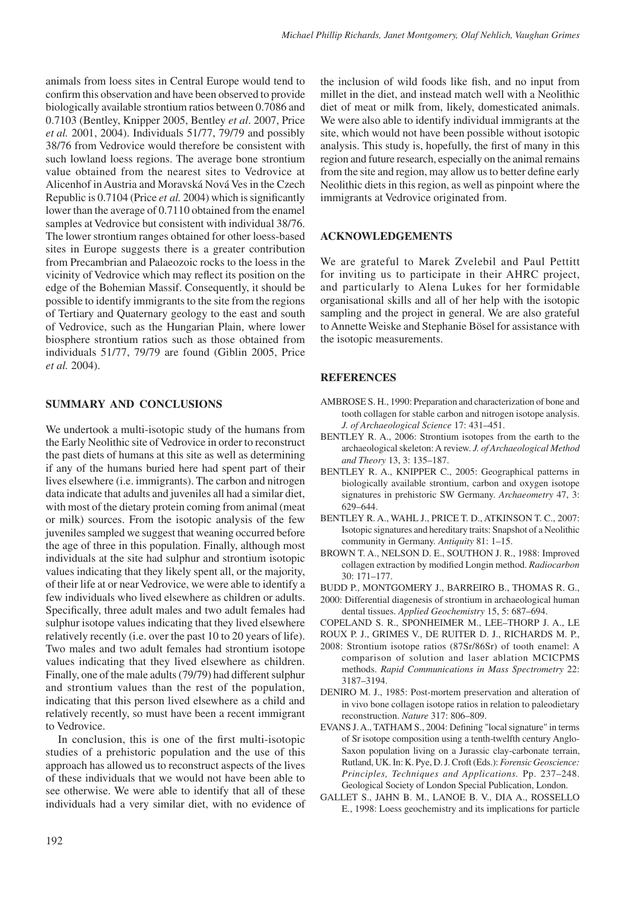animals from loess sites in Central Europe would tend to confirm this observation and have been observed to provide biologically available strontium ratios between 0.7086 and 0.7103 (Bentley, Knipper 2005, Bentley *et al*. 2007, Price *et al.* 2001, 2004). Individuals 51/77, 79/79 and possibly 38/76 from Vedrovice would therefore be consistent with such lowland loess regions. The average bone strontium value obtained from the nearest sites to Vedrovice at Alicenhof in Austria and Moravská Nová Ves in the Czech Republic is 0.7104 (Price *et al.* 2004) which is significantly lower than the average of 0.7110 obtained from the enamel samples at Vedrovice but consistent with individual 38/76. The lower strontium ranges obtained for other loess-based sites in Europe suggests there is a greater contribution from Precambrian and Palaeozoic rocks to the loess in the vicinity of Vedrovice which may reflect its position on the edge of the Bohemian Massif. Consequently, it should be possible to identify immigrants to the site from the regions of Tertiary and Quaternary geology to the east and south of Vedrovice, such as the Hungarian Plain, where lower biosphere strontium ratios such as those obtained from individuals 51/77, 79/79 are found (Giblin 2005, Price *et al.* 2004).

## SUMMARY AND CONCLUSIONS

We undertook a multi-isotopic study of the humans from the Early Neolithic site of Vedrovice in order to reconstruct the past diets of humans at this site as well as determining if any of the humans buried here had spent part of their lives elsewhere (i.e. immigrants). The carbon and nitrogen data indicate that adults and juveniles all had a similar diet, with most of the dietary protein coming from animal (meat or milk) sources. From the isotopic analysis of the few juveniles sampled we suggest that weaning occurred before the age of three in this population. Finally, although most individuals at the site had sulphur and strontium isotopic values indicating that they likely spent all, or the majority, of their life at or near Vedrovice, we were able to identify a few individuals who lived elsewhere as children or adults. Specifically, three adult males and two adult females had sulphur isotope values indicating that they lived elsewhere relatively recently (i.e. over the past 10 to 20 years of life). Two males and two adult females had strontium isotope values indicating that they lived elsewhere as children. Finally, one of the male adults (79/79) had different sulphur and strontium values than the rest of the population, indicating that this person lived elsewhere as a child and relatively recently, so must have been a recent immigrant to Vedrovice.

In conclusion, this is one of the first multi-isotopic studies of a prehistoric population and the use of this approach has allowed us to reconstruct aspects of the lives of these individuals that we would not have been able to see otherwise. We were able to identify that all of these individuals had a very similar diet, with no evidence of the inclusion of wild foods like fish, and no input from millet in the diet, and instead match well with a Neolithic diet of meat or milk from, likely, domesticated animals. We were also able to identify individual immigrants at the site, which would not have been possible without isotopic analysis. This study is, hopefully, the first of many in this region and future research, especially on the animal remains from the site and region, may allow us to better define early Neolithic diets in this region, as well as pinpoint where the immigrants at Vedrovice originated from.

## ACKNOWLEDGEMENTS

We are grateful to Marek Zvelebil and Paul Pettitt for inviting us to participate in their AHRC project, and particularly to Alena Lukes for her formidable organisational skills and all of her help with the isotopic sampling and the project in general. We are also grateful to Annette Weiske and Stephanie Bösel for assistance with the isotopic measurements.

## REFERENCES

AMBROSE S. H., 1990: Preparation and characterization of bone and tooth collagen for stable carbon and nitrogen isotope analysis. *J. of Archaeological Science* 17: 431–451.

BENTLEY R. A., 2006: Strontium isotopes from the earth to the archaeological skeleton: A review. *J. of Archaeological Method and Theory* 13, 3: 135–187.

BENTLEY R. A., KNIPPER C., 2005: Geographical patterns in biologically available strontium, carbon and oxygen isotope signatures in prehistoric SW Germany. *Archaeometry* 47, 3: 629–644.

BENTLEY R. A., WAHL J., PRICE T. D., ATKINSON T. C., 2007: Isotopic signatures and hereditary traits: Snapshot of a Neolithic community in Germany. *Antiquity* 81: 1–15.

BROWN T. A., NELSON D. E., SOUTHON J. R., 1988: Improved collagen extraction by modified Longin method. *Radiocarbon* 30: 171–177.

BUDD P., MONTGOMERY J., BARREIRO B., THOMAS R. G., 2000: Differential diagenesis of strontium in archaeological human dental tissues. *Applied Geochemistry* 15, 5: 687–694.

COPELAND S. R., SPONHEIMER M., LEE–THORP J. A., LE ROUX P. J., GRIMES V., DE RUITER D. J., RICHARDS M. P., 2008: Strontium isotope ratios (87Sr/86Sr) of tooth enamel: A comparison of solution and laser ablation MCICPMS methods. *Rapid Communications in Mass Spectrometry* 22: 3187–3194.

DENIRO M. J., 1985: Post-mortem preservation and alteration of in vivo bone collagen isotope ratios in relation to paleodietary reconstruction. *Nature* 317: 806–809.

EVANS J. A., TATHAM S., 2004: Defining "local signature" in terms of Sr isotope composition using a tenth-twelfth century Anglo-Saxon population living on a Jurassic clay-carbonate terrain, Rutland, UK. In: K. Pye, D. J. Croft (Eds.): *Forensic Geoscience: Principles, Techniques and Applications.* Pp. 237–248. Geological Society of London Special Publication, London.

GALLET S., JAHN B. M., LANOE B. V., DIA A., ROSSELLO E., 1998: Loess geochemistry and its implications for particle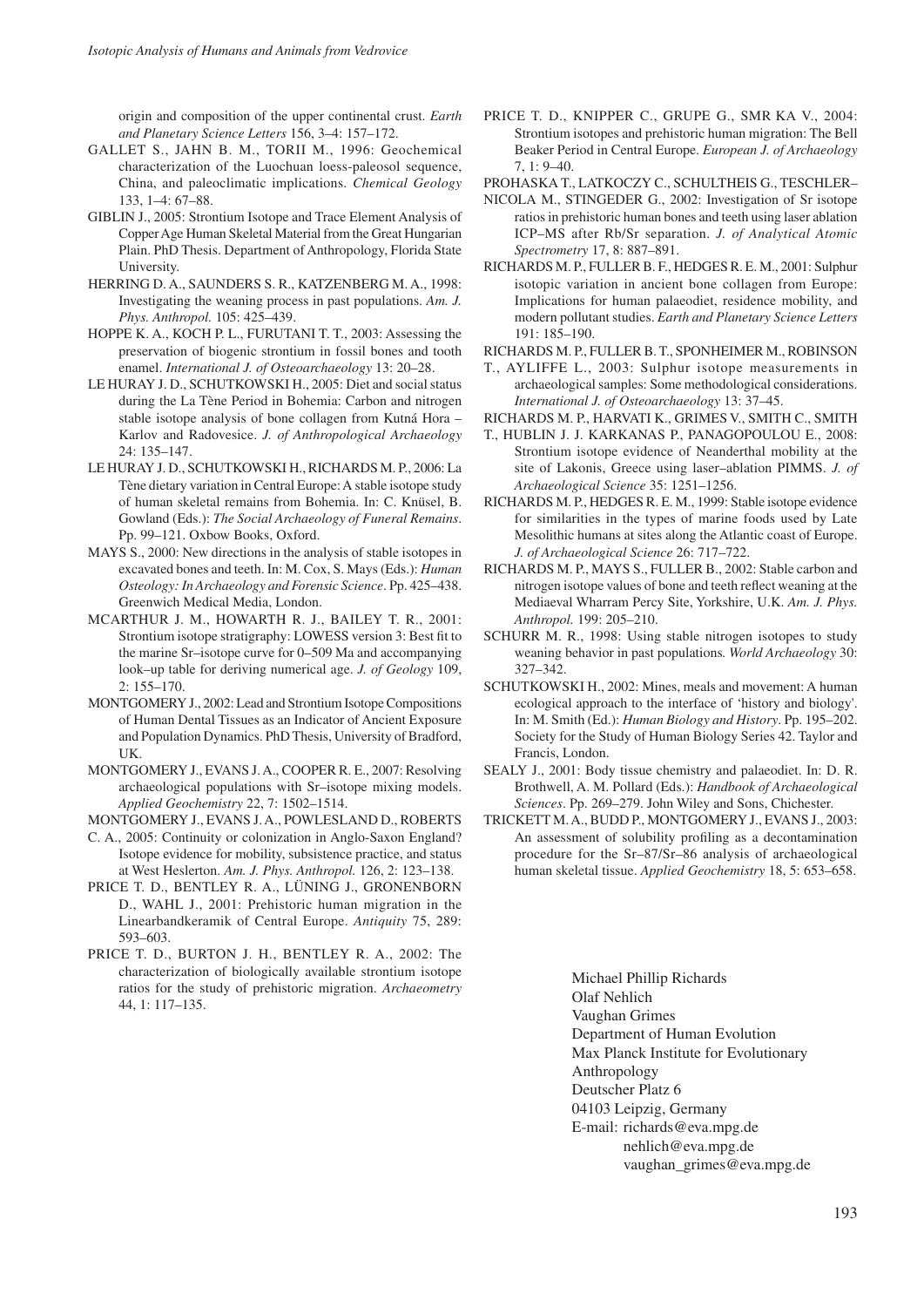origin and composition of the upper continental crust. *Earth and Planetary Science Letters* 156, 3–4: 157–172.

GALLET S., JAHN B. M., TORII M., 1996: Geochemical characterization of the Luochuan loess-paleosol sequence, China, and paleoclimatic implications. *Chemical Geology* 133, 1–4: 67–88.

GIBLIN J., 2005: Strontium Isotope and Trace Element Analysis of Copper Age Human Skeletal Material from the Great Hungarian Plain. PhD Thesis. Department of Anthropology, Florida State University.

HERRING D. A., SAUNDERS S. R., KATZENBERG M. A., 1998: Investigating the weaning process in past populations. *Am. J. Phys. Anthropol.* 105: 425–439.

HOPPE K. A., KOCH P. L., FURUTANI T. T., 2003: Assessing the preservation of biogenic strontium in fossil bones and tooth enamel. *International J. of Osteoarchaeology* 13: 20–28.

LE HURAY J. D., SCHUTKOWSKI H., 2005: Diet and social status during the La Tène Period in Bohemia: Carbon and nitrogen stable isotope analysis of bone collagen from Kutná Hora – Karlov and Radovesice. *J. of Anthropological Archaeology* 24: 135–147.

LE HURAY J. D., SCHUTKOWSKI H., RICHARDS M. P., 2006: La Tène dietary variation in Central Europe: A stable isotope study of human skeletal remains from Bohemia. In: C. Knüsel, B. Gowland (Eds.): *The Social Archaeology of Funeral Remains*. Pp. 99–121. Oxbow Books, Oxford.

MAYS S., 2000: New directions in the analysis of stable isotopes in excavated bones and teeth. In: M. Cox, S. Mays (Eds.): *Human Osteology: In Archaeology and Forensic Science*. Pp. 425–438. Greenwich Medical Media, London.

MCARTHUR J. M., HOWARTH R. J., BAILEY T. R., 2001: Strontium isotope stratigraphy: LOWESS version 3: Best fit to the marine Sr–isotope curve for 0–509 Ma and accompanying look–up table for deriving numerical age. *J. of Geology* 109, 2: 155–170.

MONTGOMERY J., 2002: Lead and Strontium Isotope Compositions of Human Dental Tissues as an Indicator of Ancient Exposure and Population Dynamics. PhD Thesis, University of Bradford, UK.

MONTGOMERY J., EVANS J. A., COOPER R. E., 2007: Resolving archaeological populations with Sr–isotope mixing models. *Applied Geochemistry* 22, 7: 1502–1514.

MONTGOMERY J., EVANS J. A., POWLESLAND D., ROBERTS C. A., 2005: Continuity or colonization in Anglo-Saxon England? Isotope evidence for mobility, subsistence practice, and status at West Heslerton. *Am. J. Phys. Anthropol.* 126, 2: 123–138.

PRICE T. D., BENTLEY R. A., LÜNING J., GRONENBORN D., WAHL J., 2001: Prehistoric human migration in the Linearbandkeramik of Central Europe. *Antiquity* 75, 289: 593–603.

PRICE T. D., BURTON J. H., BENTLEY R. A., 2002: The characterization of biologically available strontium isotope ratios for the study of prehistoric migration. *Archaeometry* 44, 1: 117–135.

PRICE T. D., KNIPPER C., GRUPE G., SMR KA V., 2004: Strontium isotopes and prehistoric human migration: The Bell Beaker Period in Central Europe. *European J. of Archaeology* 7, 1: 9–40.

PROHASKA T., LATKOCZY C., SCHULTHEIS G., TESCHLER–NICOLA M., STINGEDER G., 2002: Investigation of Sr isotope ratios in prehistoric human bones and teeth using laser ablation ICP–MS after Rb/Sr separation. *J. of Analytical Atomic Spectrometry* 17, 8: 887–891.

RICHARDS M. P., FULLER B. F., HEDGES R. E. M., 2001: Sulphur isotopic variation in ancient bone collagen from Europe: Implications for human palaeodiet, residence mobility, and modern pollutant studies. *Earth and Planetary Science Letters* 191: 185–190.

RICHARDS M. P., FULLER B. T., SPONHEIMER M., ROBINSON T., AYLIFFE L., 2003: Sulphur isotope measurements in archaeological samples: Some methodological considerations. *International J. of Osteoarchaeology* 13: 37–45.

RICHARDS M. P., HARVATI K., GRIMES V., SMITH C., SMITH T., HUBLIN J. J. KARKANAS P., PANAGOPOULOU E., 2008: Strontium isotope evidence of Neanderthal mobility at the site of Lakonis, Greece using laser–ablation PIMMS. *J. of Archaeological Science* 35: 1251–1256.

RICHARDS M. P., HEDGES R. E. M., 1999: Stable isotope evidence for similarities in the types of marine foods used by Late Mesolithic humans at sites along the Atlantic coast of Europe. *J. of Archaeological Science* 26: 717–722.

RICHARDS M. P., MAYS S., FULLER B., 2002: Stable carbon and nitrogen isotope values of bone and teeth reflect weaning at the Mediaeval Wharram Percy Site, Yorkshire, U.K. *Am. J. Phys. Anthropol.* 199: 205–210.

SCHURR M. R., 1998: Using stable nitrogen isotopes to study weaning behavior in past populations. *World Archaeology* 30: 327–342.

SCHUTKOWSKI H., 2002: Mines, meals and movement: A human ecological approach to the interface of 'history and biology'. In: M. Smith (Ed.): *Human Biology and History*. Pp. 195–202. Society for the Study of Human Biology Series 42. Taylor and Francis, London.

SEALY J., 2001: Body tissue chemistry and palaeodiet. In: D. R. Brothwell, A. M. Pollard (Eds.): *Handbook of Archaeological Sciences*. Pp. 269–279. John Wiley and Sons, Chichester.

TRICKETT M. A., BUDD P., MONTGOMERY J., EVANS J., 2003: An assessment of solubility profiling as a decontamination procedure for the Sr–87/Sr–86 analysis of archaeological human skeletal tissue. *Applied Geochemistry* 18, 5: 653–658.

Michael Phillip Richards
Olaf Nehlich
Vaughan Grimes
Department of Human Evolution
Max Planck Institute for Evolutionary Anthropology
Deutscher Platz 6
04103 Leipzig, Germany
E-mail: richards@eva.mpg.de
nehlich@eva.mpg.de
vaughan_grimes@eva.mpg.de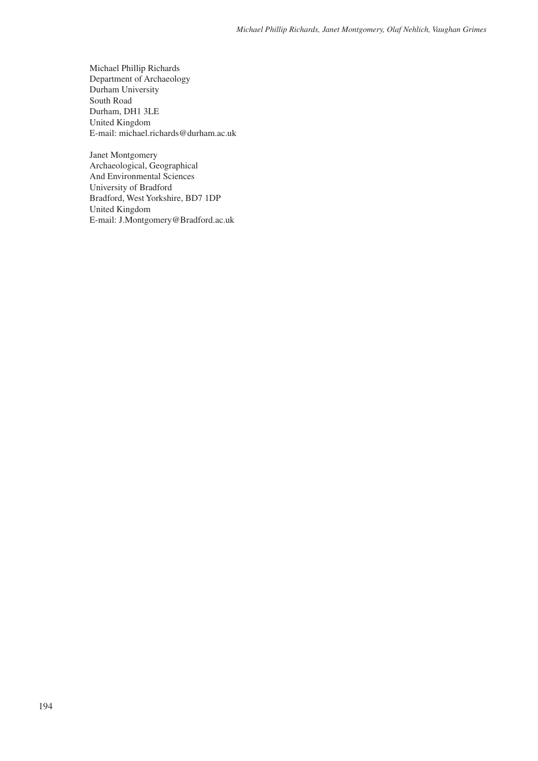Michael Phillip Richards
Department of Archaeology
Durham University
South Road
Durham, DH1 3LE
United Kingdom
E-mail: michael.richards@durham.ac.uk

Janet Montgomery
Archaeological, Geographical
And Environmental Sciences
University of Bradford
Bradford, West Yorkshire, BD7 1DP
United Kingdom
E-mail: J.Montgomery@Bradford.ac.uk